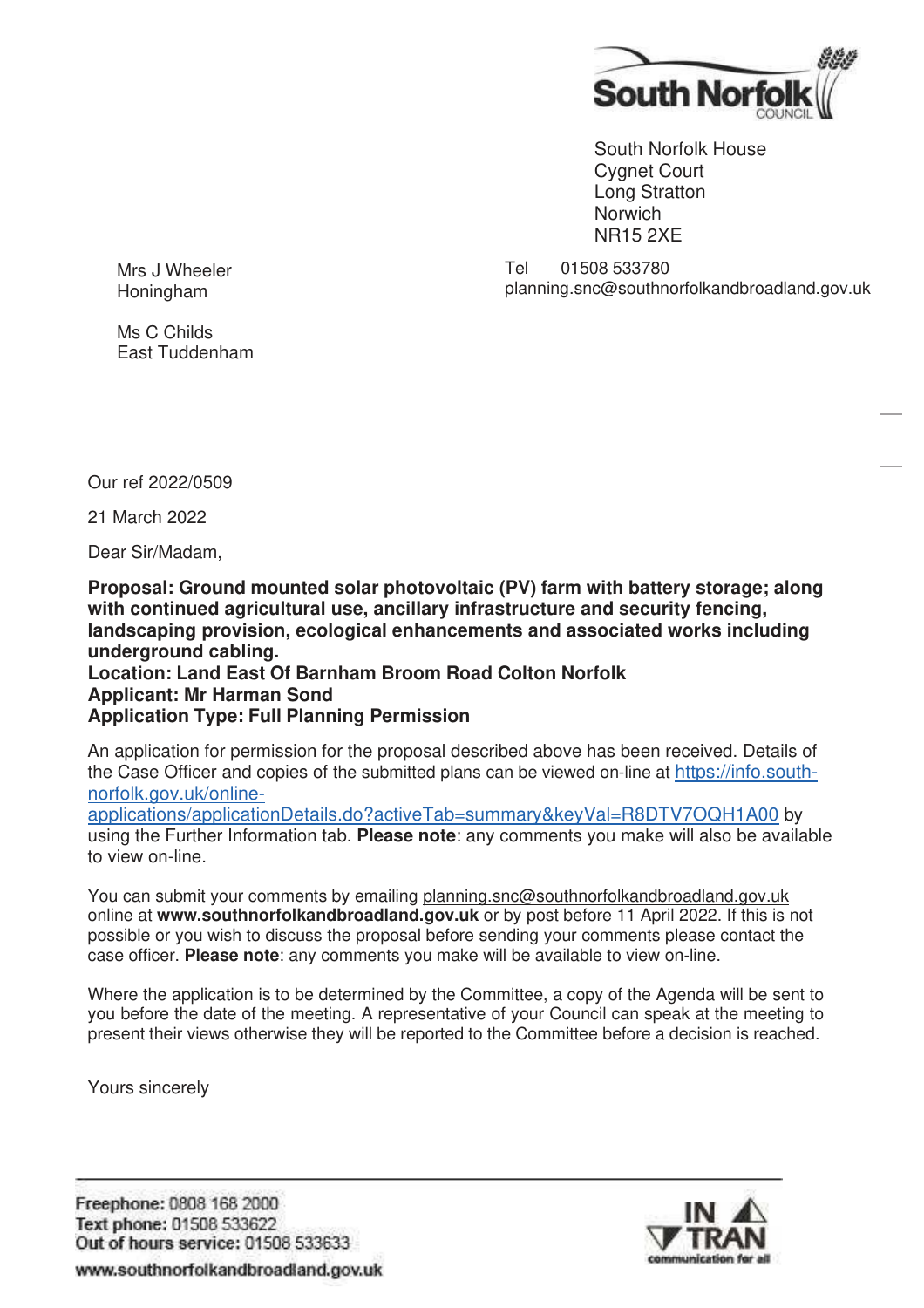South Norfolk House
Cygnet Court
Long Stratton
Norwich
NR15 2XE

Tel 01508 533780
planning.snc@southnorfolkandbroadland.gov.uk

Mrs J Wheeler
Honingham

Ms C Childs
East Tuddenham

Our ref 2022/0509

21 March 2022

Dear Sir/Madam,

**Proposal: Ground mounted solar photovoltaic (PV) farm with battery storage; along with continued agricultural use, ancillary infrastructure and security fencing, landscaping provision, ecological enhancements and associated works including underground cabling.**
**Location: Land East Of Barnham Broom Road Colton Norfolk**
**Applicant: Mr Harman Sond**
**Application Type: Full Planning Permission**

An application for permission for the proposal described above has been received. Details of the Case Officer and copies of the submitted plans can be viewed on-line at https://info.south-norfolk.gov.uk/online-applications/applicationDetails.do?activeTab=summary&keyVal=R8DTV7OQH1A00 by using the Further Information tab. **Please note**: any comments you make will also be available to view on-line.

You can submit your comments by emailing planning.snc@southnorfolkandbroadland.gov.uk online at **www.southnorfolkandbroadland.gov.uk** or by post before 11 April 2022. If this is not possible or you wish to discuss the proposal before sending your comments please contact the case officer. **Please note**: any comments you make will be available to view on-line.

Where the application is to be determined by the Committee, a copy of the Agenda will be sent to you before the date of the meeting. A representative of your Council can speak at the meeting to present their views otherwise they will be reported to the Committee before a decision is reached.

Yours sincerely

**Freephone:** 0808 168 2000
**Text phone:** 01508 533622
**Out of hours service:** 01508 533633
www.southnorfolkandbroadland.gov.uk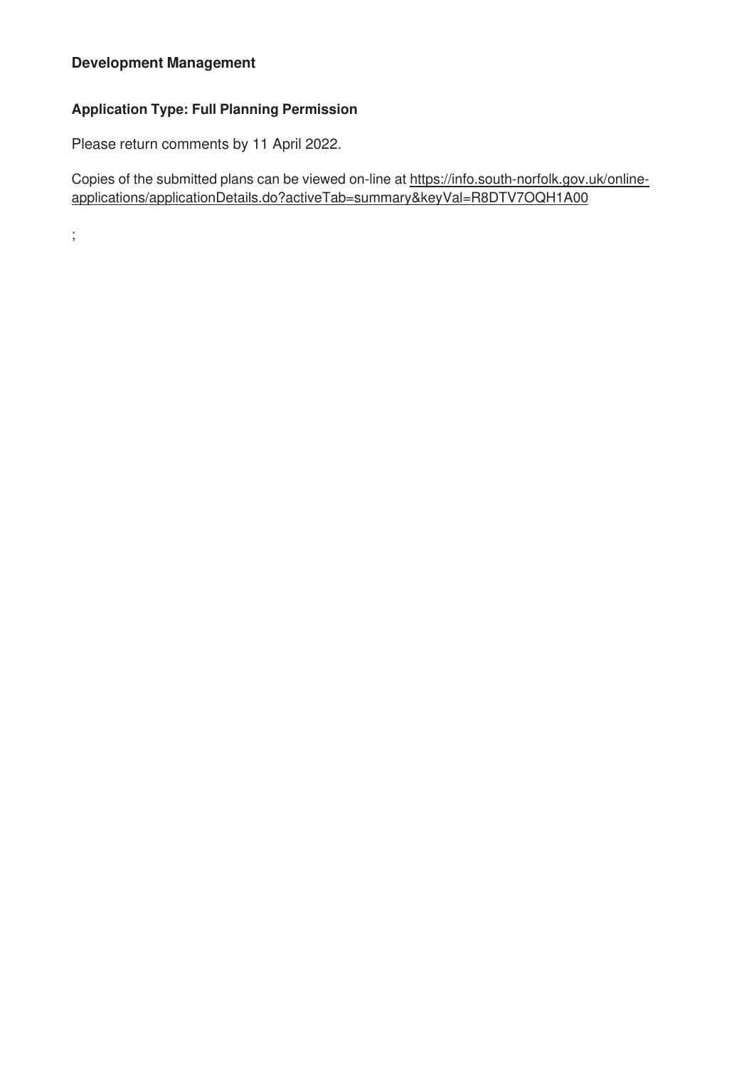**Development Management**

**Application Type: Full Planning Permission**

Please return comments by 11 April 2022.

Copies of the submitted plans can be viewed on-line at https://info.south-norfolk.gov.uk/online-applications/applicationDetails.do?activeTab=summary&keyVal=R8DTV7OQH1A00

;